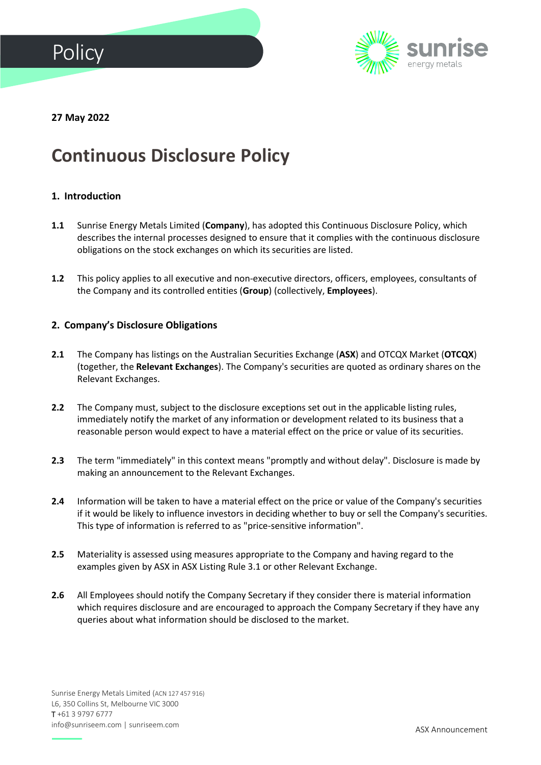Policy

**27 May 2022**

# Continuous Disclosure Policy

## 1. Introduction

**1.1** Sunrise Energy Metals Limited (**Company**), has adopted this Continuous Disclosure Policy, which describes the internal processes designed to ensure that it complies with the continuous disclosure obligations on the stock exchanges on which its securities are listed.

**1.2** This policy applies to all executive and non-executive directors, officers, employees, consultants of the Company and its controlled entities (**Group**) (collectively, **Employees**).

## 2. Company's Disclosure Obligations

**2.1** The Company has listings on the Australian Securities Exchange (**ASX**) and OTCQX Market (**OTCQX**) (together, the **Relevant Exchanges**). The Company's securities are quoted as ordinary shares on the Relevant Exchanges.

**2.2** The Company must, subject to the disclosure exceptions set out in the applicable listing rules, immediately notify the market of any information or development related to its business that a reasonable person would expect to have a material effect on the price or value of its securities.

**2.3** The term "immediately" in this context means "promptly and without delay". Disclosure is made by making an announcement to the Relevant Exchanges.

**2.4** Information will be taken to have a material effect on the price or value of the Company's securities if it would be likely to influence investors in deciding whether to buy or sell the Company's securities. This type of information is referred to as "price-sensitive information".

**2.5** Materiality is assessed using measures appropriate to the Company and having regard to the examples given by ASX in ASX Listing Rule 3.1 or other Relevant Exchange.

**2.6** All Employees should notify the Company Secretary if they consider there is material information which requires disclosure and are encouraged to approach the Company Secretary if they have any queries about what information should be disclosed to the market.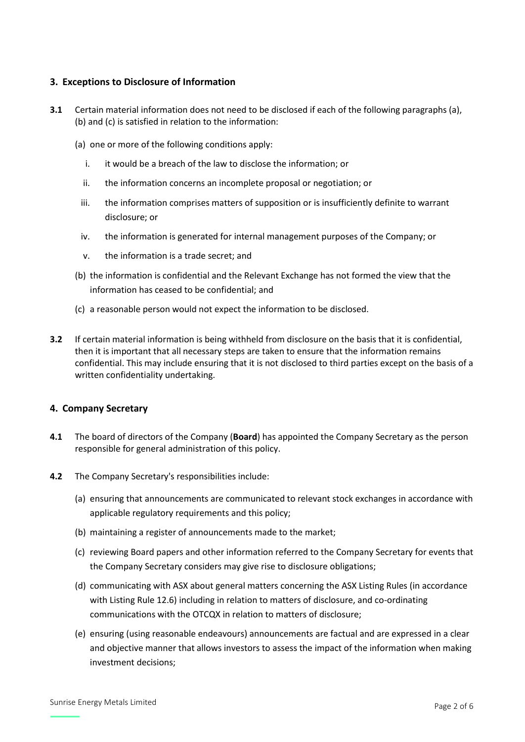## 3. Exceptions to Disclosure of Information

**3.1** Certain material information does not need to be disclosed if each of the following paragraphs (a), (b) and (c) is satisfied in relation to the information:

(a) one or more of the following conditions apply:

i. it would be a breach of the law to disclose the information; or

ii. the information concerns an incomplete proposal or negotiation; or

iii. the information comprises matters of supposition or is insufficiently definite to warrant disclosure; or

iv. the information is generated for internal management purposes of the Company; or

v. the information is a trade secret; and

(b) the information is confidential and the Relevant Exchange has not formed the view that the information has ceased to be confidential; and

(c) a reasonable person would not expect the information to be disclosed.

**3.2** If certain material information is being withheld from disclosure on the basis that it is confidential, then it is important that all necessary steps are taken to ensure that the information remains confidential. This may include ensuring that it is not disclosed to third parties except on the basis of a written confidentiality undertaking.

## 4. Company Secretary

**4.1** The board of directors of the Company (**Board**) has appointed the Company Secretary as the person responsible for general administration of this policy.

**4.2** The Company Secretary's responsibilities include:

(a) ensuring that announcements are communicated to relevant stock exchanges in accordance with applicable regulatory requirements and this policy;

(b) maintaining a register of announcements made to the market;

(c) reviewing Board papers and other information referred to the Company Secretary for events that the Company Secretary considers may give rise to disclosure obligations;

(d) communicating with ASX about general matters concerning the ASX Listing Rules (in accordance with Listing Rule 12.6) including in relation to matters of disclosure, and co-ordinating communications with the OTCQX in relation to matters of disclosure;

(e) ensuring (using reasonable endeavours) announcements are factual and are expressed in a clear and objective manner that allows investors to assess the impact of the information when making investment decisions;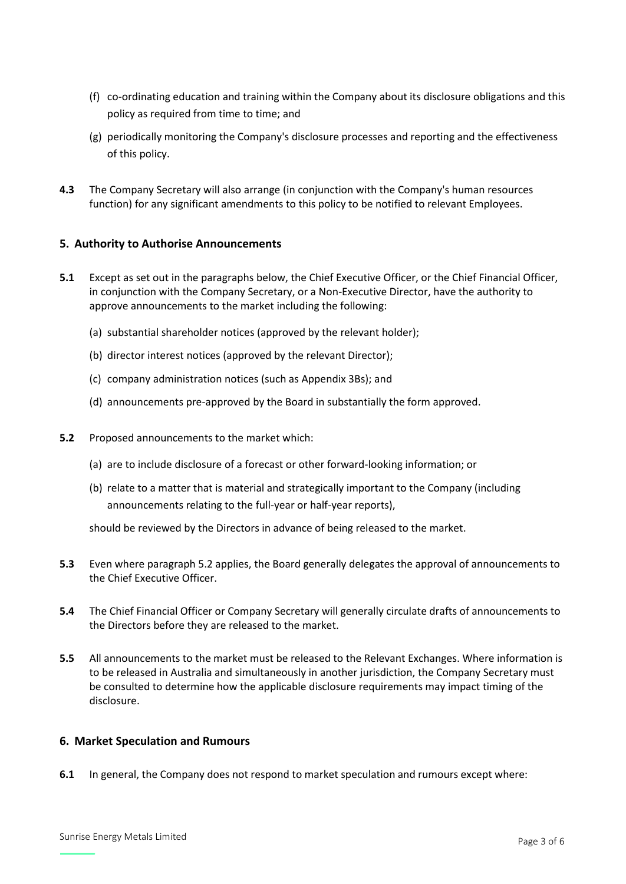(f) co-ordinating education and training within the Company about its disclosure obligations and this policy as required from time to time; and

(g) periodically monitoring the Company's disclosure processes and reporting and the effectiveness of this policy.

**4.3** The Company Secretary will also arrange (in conjunction with the Company's human resources function) for any significant amendments to this policy to be notified to relevant Employees.

## 5. Authority to Authorise Announcements

**5.1** Except as set out in the paragraphs below, the Chief Executive Officer, or the Chief Financial Officer, in conjunction with the Company Secretary, or a Non-Executive Director, have the authority to approve announcements to the market including the following:

(a) substantial shareholder notices (approved by the relevant holder);

(b) director interest notices (approved by the relevant Director);

(c) company administration notices (such as Appendix 3Bs); and

(d) announcements pre-approved by the Board in substantially the form approved.

**5.2** Proposed announcements to the market which:

(a) are to include disclosure of a forecast or other forward-looking information; or

(b) relate to a matter that is material and strategically important to the Company (including announcements relating to the full-year or half-year reports),

should be reviewed by the Directors in advance of being released to the market.

**5.3** Even where paragraph 5.2 applies, the Board generally delegates the approval of announcements to the Chief Executive Officer.

**5.4** The Chief Financial Officer or Company Secretary will generally circulate drafts of announcements to the Directors before they are released to the market.

**5.5** All announcements to the market must be released to the Relevant Exchanges. Where information is to be released in Australia and simultaneously in another jurisdiction, the Company Secretary must be consulted to determine how the applicable disclosure requirements may impact timing of the disclosure.

## 6. Market Speculation and Rumours

**6.1** In general, the Company does not respond to market speculation and rumours except where: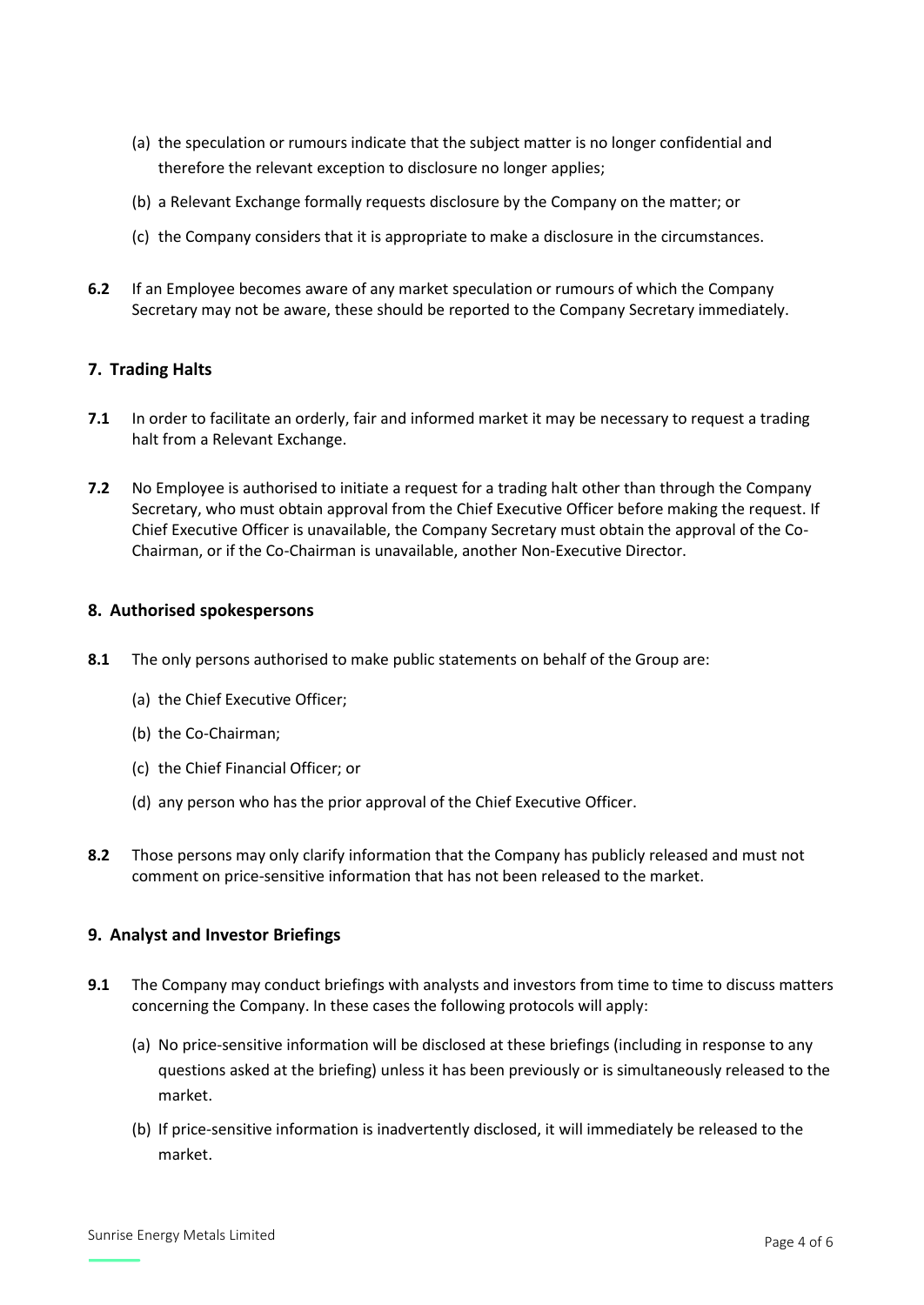(a) the speculation or rumours indicate that the subject matter is no longer confidential and therefore the relevant exception to disclosure no longer applies;

(b) a Relevant Exchange formally requests disclosure by the Company on the matter; or

(c) the Company considers that it is appropriate to make a disclosure in the circumstances.

**6.2** If an Employee becomes aware of any market speculation or rumours of which the Company Secretary may not be aware, these should be reported to the Company Secretary immediately.

## 7. Trading Halts

**7.1** In order to facilitate an orderly, fair and informed market it may be necessary to request a trading halt from a Relevant Exchange.

**7.2** No Employee is authorised to initiate a request for a trading halt other than through the Company Secretary, who must obtain approval from the Chief Executive Officer before making the request. If Chief Executive Officer is unavailable, the Company Secretary must obtain the approval of the Co-Chairman, or if the Co-Chairman is unavailable, another Non-Executive Director.

## 8. Authorised spokespersons

**8.1** The only persons authorised to make public statements on behalf of the Group are:

(a) the Chief Executive Officer;

(b) the Co-Chairman;

(c) the Chief Financial Officer; or

(d) any person who has the prior approval of the Chief Executive Officer.

**8.2** Those persons may only clarify information that the Company has publicly released and must not comment on price-sensitive information that has not been released to the market.

## 9. Analyst and Investor Briefings

**9.1** The Company may conduct briefings with analysts and investors from time to time to discuss matters concerning the Company. In these cases the following protocols will apply:

(a) No price-sensitive information will be disclosed at these briefings (including in response to any questions asked at the briefing) unless it has been previously or is simultaneously released to the market.

(b) If price-sensitive information is inadvertently disclosed, it will immediately be released to the market.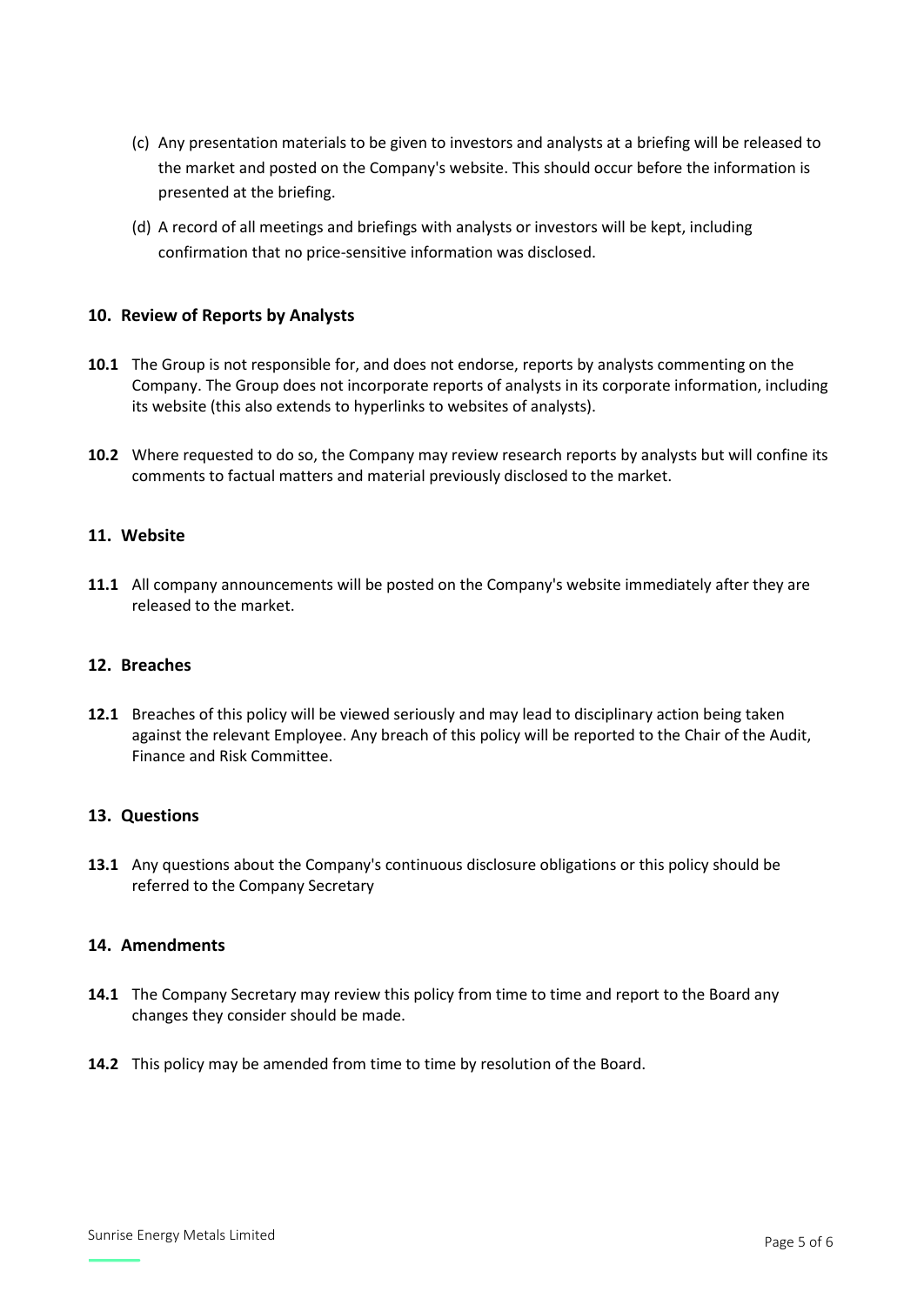(c) Any presentation materials to be given to investors and analysts at a briefing will be released to the market and posted on the Company's website. This should occur before the information is presented at the briefing.

(d) A record of all meetings and briefings with analysts or investors will be kept, including confirmation that no price-sensitive information was disclosed.

## 10. Review of Reports by Analysts

**10.1** The Group is not responsible for, and does not endorse, reports by analysts commenting on the Company. The Group does not incorporate reports of analysts in its corporate information, including its website (this also extends to hyperlinks to websites of analysts).

**10.2** Where requested to do so, the Company may review research reports by analysts but will confine its comments to factual matters and material previously disclosed to the market.

## 11. Website

**11.1** All company announcements will be posted on the Company's website immediately after they are released to the market.

## 12. Breaches

**12.1** Breaches of this policy will be viewed seriously and may lead to disciplinary action being taken against the relevant Employee. Any breach of this policy will be reported to the Chair of the Audit, Finance and Risk Committee.

## 13. Questions

**13.1** Any questions about the Company's continuous disclosure obligations or this policy should be referred to the Company Secretary

## 14. Amendments

**14.1** The Company Secretary may review this policy from time to time and report to the Board any changes they consider should be made.

**14.2** This policy may be amended from time to time by resolution of the Board.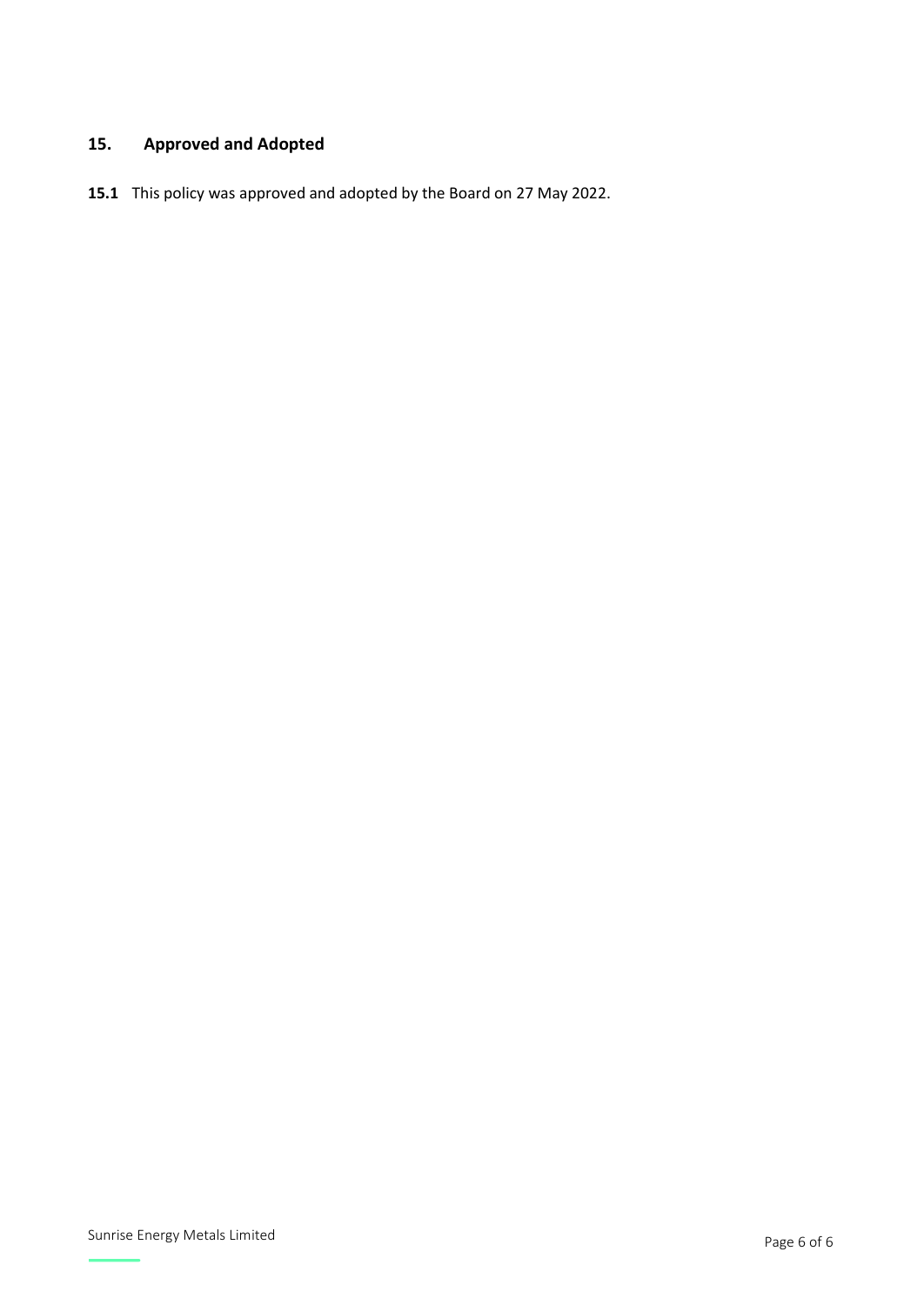## 15. Approved and Adopted

**15.1** This policy was approved and adopted by the Board on 27 May 2022.